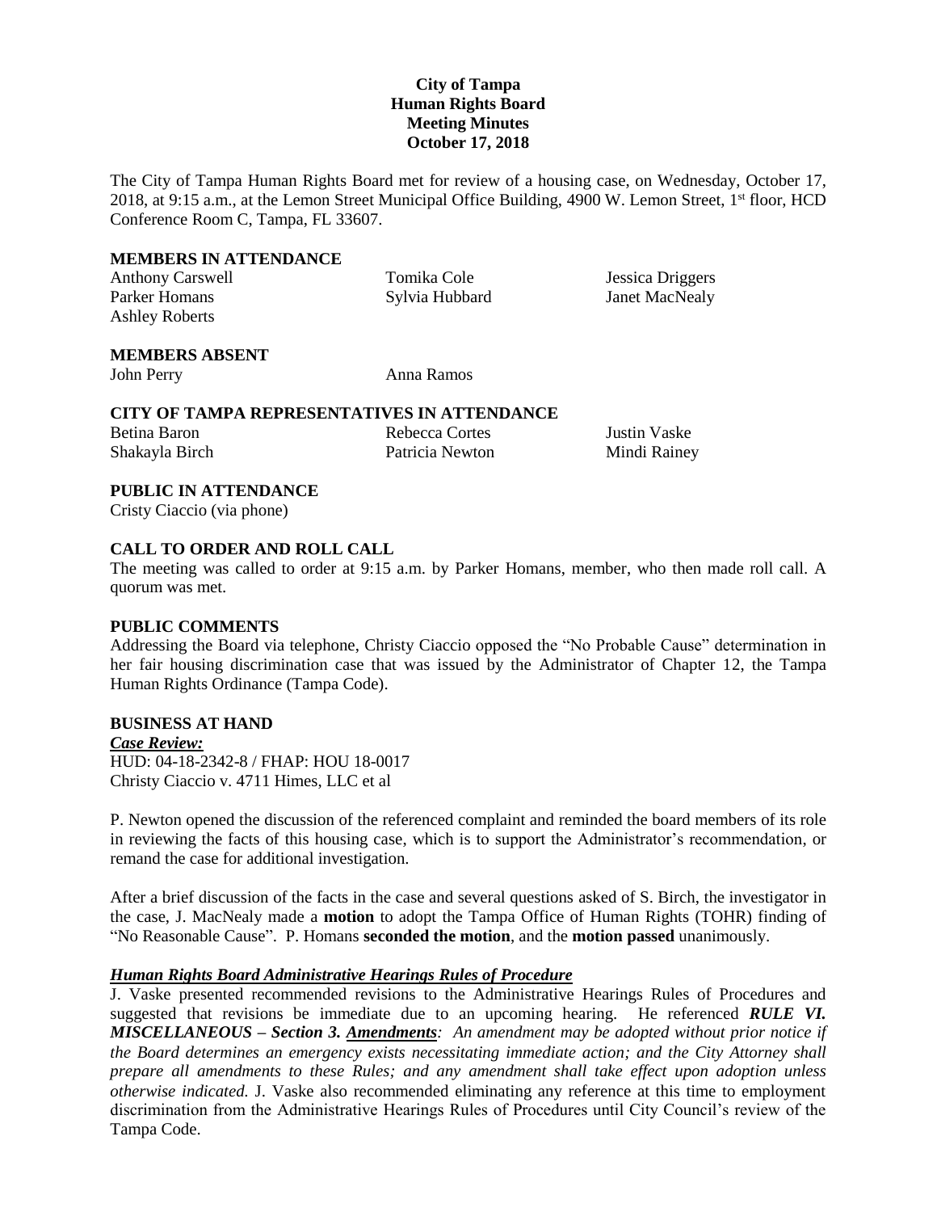# City of Tampa
## Human Rights Board
## Meeting Minutes
## October 17, 2018

The City of Tampa Human Rights Board met for review of a housing case, on Wednesday, October 17, 2018, at 9:15 a.m., at the Lemon Street Municipal Office Building, 4900 W. Lemon Street, 1st floor, HCD Conference Room C, Tampa, FL 33607.

**MEMBERS IN ATTENDANCE**

Anthony Carswell
Tomika Cole
Jessica Driggers
Parker Homans
Sylvia Hubbard
Janet MacNealy
Ashley Roberts

**MEMBERS ABSENT**

John Perry
Anna Ramos

**CITY OF TAMPA REPRESENTATIVES IN ATTENDANCE**

Betina Baron
Rebecca Cortes
Justin Vaske
Shakayla Birch
Patricia Newton
Mindi Rainey

**PUBLIC IN ATTENDANCE**

Cristy Ciaccio (via phone)

**CALL TO ORDER AND ROLL CALL**

The meeting was called to order at 9:15 a.m. by Parker Homans, member, who then made roll call. A quorum was met.

**PUBLIC COMMENTS**

Addressing the Board via telephone, Christy Ciaccio opposed the "No Probable Cause" determination in her fair housing discrimination case that was issued by the Administrator of Chapter 12, the Tampa Human Rights Ordinance (Tampa Code).

**BUSINESS AT HAND**

***Case Review:***

HUD: 04-18-2342-8 / FHAP: HOU 18-0017
Christy Ciaccio v. 4711 Himes, LLC et al

P. Newton opened the discussion of the referenced complaint and reminded the board members of its role in reviewing the facts of this housing case, which is to support the Administrator's recommendation, or remand the case for additional investigation.

After a brief discussion of the facts in the case and several questions asked of S. Birch, the investigator in the case, J. MacNealy made a **motion** to adopt the Tampa Office of Human Rights (TOHR) finding of "No Reasonable Cause". P. Homans **seconded the motion**, and the **motion passed** unanimously.

***Human Rights Board Administrative Hearings Rules of Procedure***

J. Vaske presented recommended revisions to the Administrative Hearings Rules of Procedures and suggested that revisions be immediate due to an upcoming hearing. He referenced ***RULE VI. MISCELLANEOUS – Section 3. Amendments****: An amendment may be adopted without prior notice if the Board determines an emergency exists necessitating immediate action; and the City Attorney shall prepare all amendments to these Rules; and any amendment shall take effect upon adoption unless otherwise indicated.* J. Vaske also recommended eliminating any reference at this time to employment discrimination from the Administrative Hearings Rules of Procedures until City Council's review of the Tampa Code.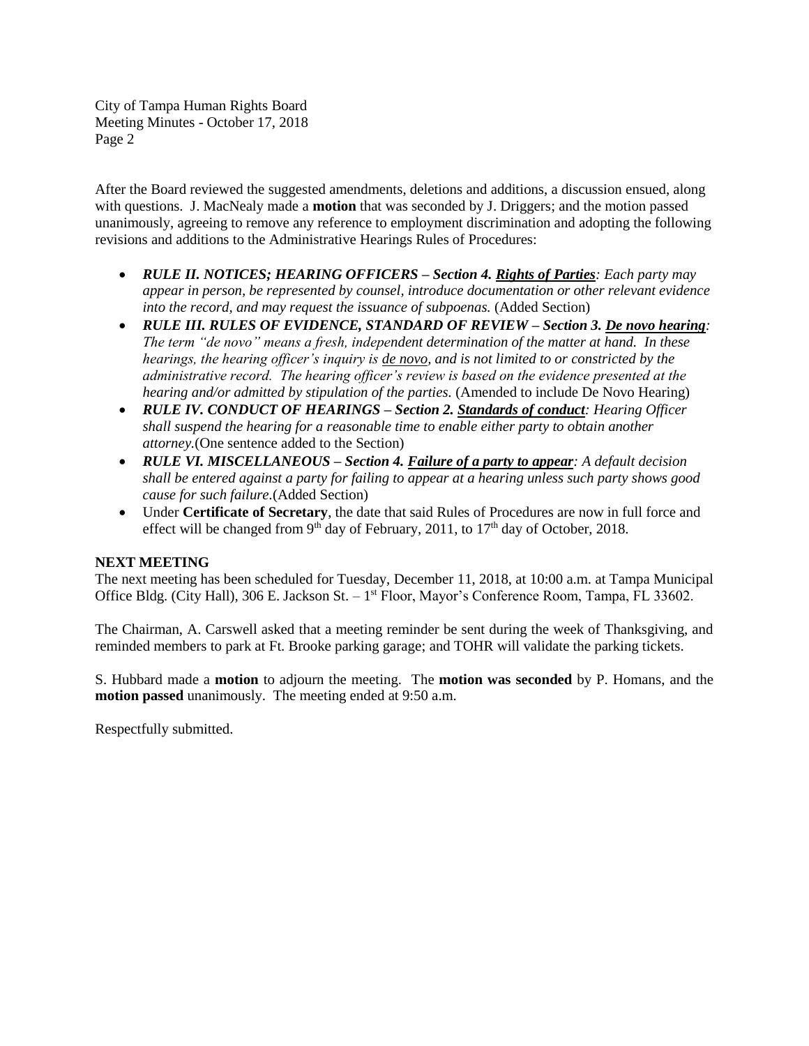After the Board reviewed the suggested amendments, deletions and additions, a discussion ensued, along with questions. J. MacNealy made a **motion** that was seconded by J. Driggers; and the motion passed unanimously, agreeing to remove any reference to employment discrimination and adopting the following revisions and additions to the Administrative Hearings Rules of Procedures:

- ***RULE II. NOTICES; HEARING OFFICERS – Section 4. Rights of Parties**: Each party may appear in person, be represented by counsel, introduce documentation or other relevant evidence into the record, and may request the issuance of subpoenas.* (Added Section)
- ***RULE III. RULES OF EVIDENCE, STANDARD OF REVIEW – Section 3. De novo hearing**: The term "de novo" means a fresh, independent determination of the matter at hand. In these hearings, the hearing officer's inquiry is de novo, and is not limited to or constricted by the administrative record. The hearing officer's review is based on the evidence presented at the hearing and/or admitted by stipulation of the parties.* (Amended to include De Novo Hearing)
- ***RULE IV. CONDUCT OF HEARINGS – Section 2. Standards of conduct**: Hearing Officer shall suspend the hearing for a reasonable time to enable either party to obtain another attorney.*(One sentence added to the Section)
- ***RULE VI. MISCELLANEOUS – Section 4. Failure of a party to appear**: A default decision shall be entered against a party for failing to appear at a hearing unless such party shows good cause for such failure.*(Added Section)
- Under **Certificate of Secretary**, the date that said Rules of Procedures are now in full force and effect will be changed from 9th day of February, 2011, to 17th day of October, 2018.

**NEXT MEETING**

The next meeting has been scheduled for Tuesday, December 11, 2018, at 10:00 a.m. at Tampa Municipal Office Bldg. (City Hall), 306 E. Jackson St. – 1st Floor, Mayor's Conference Room, Tampa, FL 33602.

The Chairman, A. Carswell asked that a meeting reminder be sent during the week of Thanksgiving, and reminded members to park at Ft. Brooke parking garage; and TOHR will validate the parking tickets.

S. Hubbard made a **motion** to adjourn the meeting. The **motion was seconded** by P. Homans, and the **motion passed** unanimously. The meeting ended at 9:50 a.m.

Respectfully submitted.